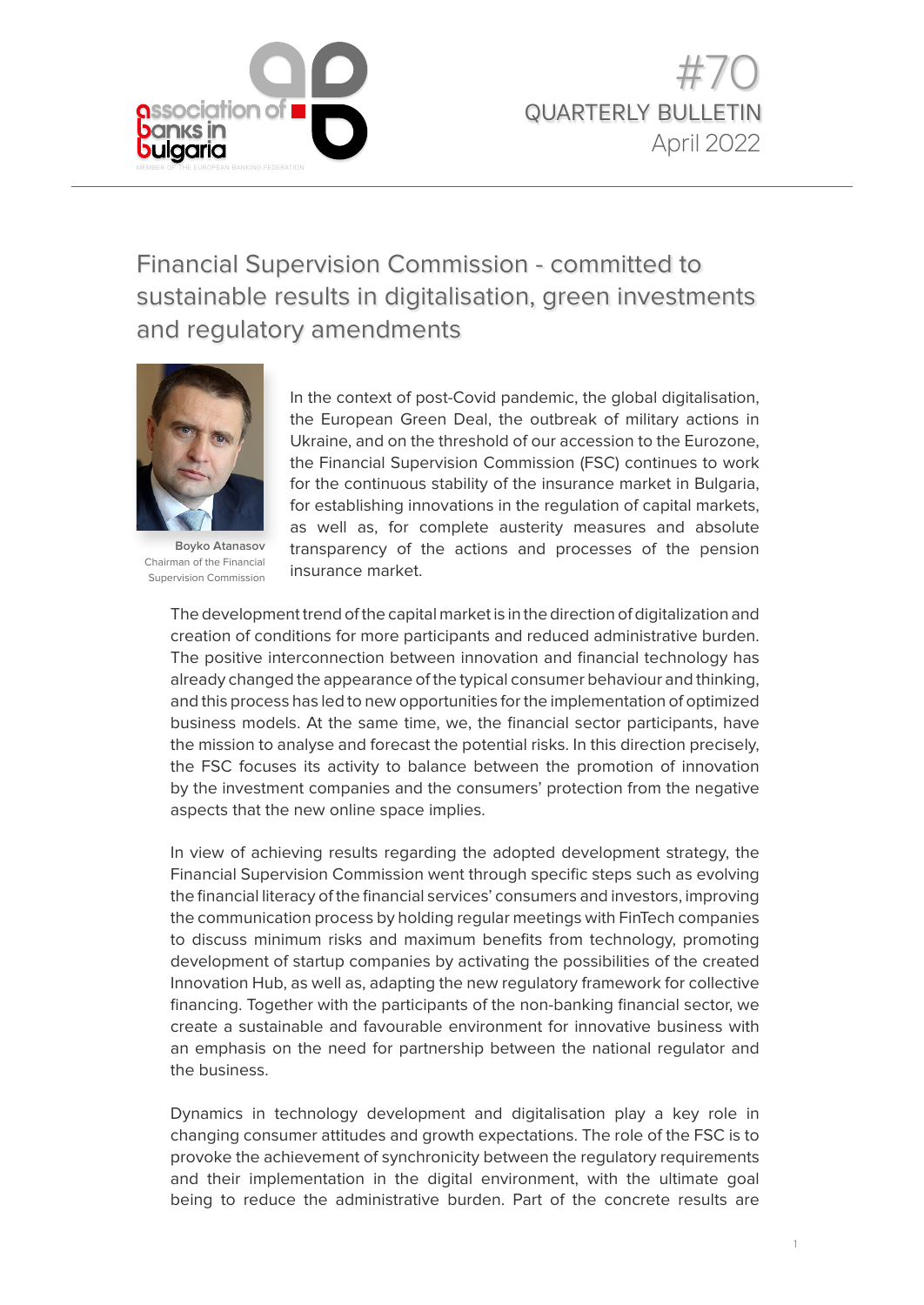association of banks in bulgaria

MEMBER OF THE EUROPEAN BANKING FEDERATION

#70
QUARTERLY BULLETIN
April 2022

# Financial Supervision Commission - committed to sustainable results in digitalisation, green investments and regulatory amendments

**Boyko Atanasov**
Chairman of the Financial Supervision Commission

In the context of post-Covid pandemic, the global digitalisation, the European Green Deal, the outbreak of military actions in Ukraine, and on the threshold of our accession to the Eurozone, the Financial Supervision Commission (FSC) continues to work for the continuous stability of the insurance market in Bulgaria, for establishing innovations in the regulation of capital markets, as well as, for complete austerity measures and absolute transparency of the actions and processes of the pension insurance market.

The development trend of the capital market is in the direction of digitalization and creation of conditions for more participants and reduced administrative burden. The positive interconnection between innovation and financial technology has already changed the appearance of the typical consumer behaviour and thinking, and this process has led to new opportunities for the implementation of optimized business models. At the same time, we, the financial sector participants, have the mission to analyse and forecast the potential risks. In this direction precisely, the FSC focuses its activity to balance between the promotion of innovation by the investment companies and the consumers' protection from the negative aspects that the new online space implies.

In view of achieving results regarding the adopted development strategy, the Financial Supervision Commission went through specific steps such as evolving the financial literacy of the financial services' consumers and investors, improving the communication process by holding regular meetings with FinTech companies to discuss minimum risks and maximum benefits from technology, promoting development of startup companies by activating the possibilities of the created Innovation Hub, as well as, adapting the new regulatory framework for collective financing. Together with the participants of the non-banking financial sector, we create a sustainable and favourable environment for innovative business with an emphasis on the need for partnership between the national regulator and the business.

Dynamics in technology development and digitalisation play a key role in changing consumer attitudes and growth expectations. The role of the FSC is to provoke the achievement of synchronicity between the regulatory requirements and their implementation in the digital environment, with the ultimate goal being to reduce the administrative burden. Part of the concrete results are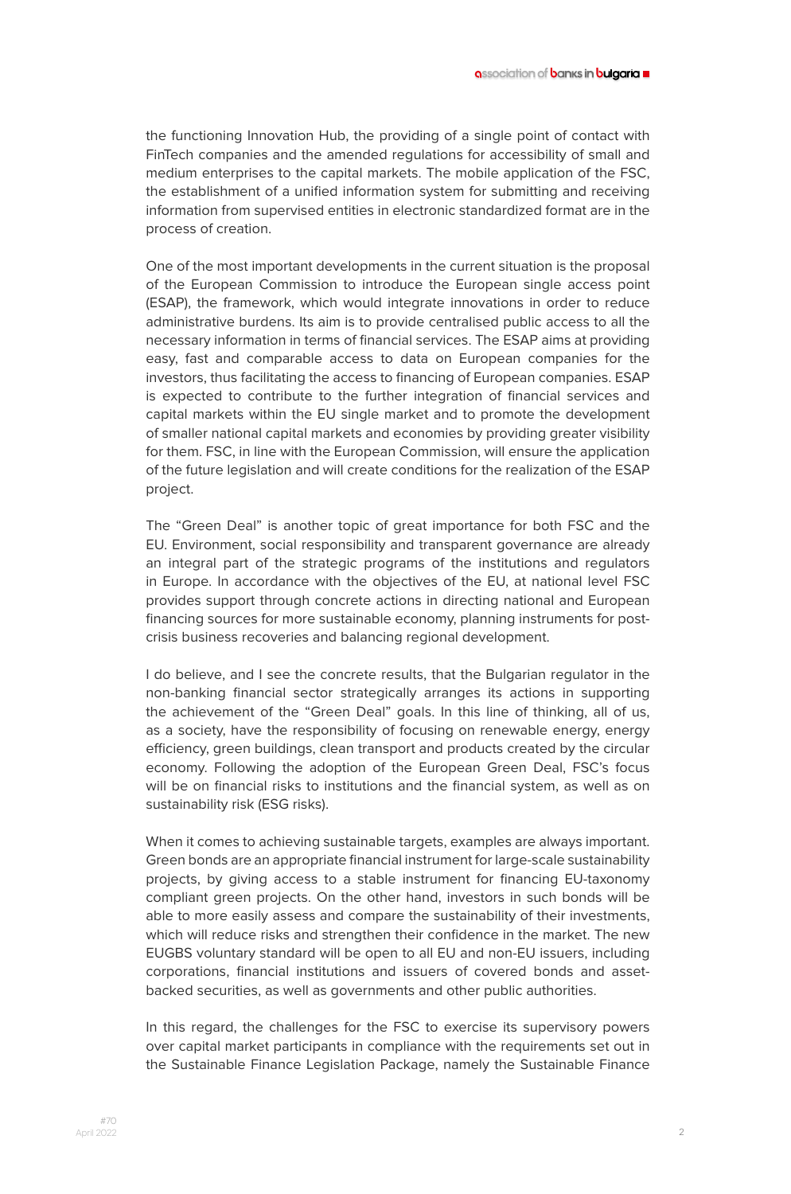the functioning Innovation Hub, the providing of a single point of contact with FinTech companies and the amended regulations for accessibility of small and medium enterprises to the capital markets. The mobile application of the FSC, the establishment of a unified information system for submitting and receiving information from supervised entities in electronic standardized format are in the process of creation.

One of the most important developments in the current situation is the proposal of the European Commission to introduce the European single access point (ESAP), the framework, which would integrate innovations in order to reduce administrative burdens. Its aim is to provide centralised public access to all the necessary information in terms of financial services. The ESAP aims at providing easy, fast and comparable access to data on European companies for the investors, thus facilitating the access to financing of European companies. ESAP is expected to contribute to the further integration of financial services and capital markets within the EU single market and to promote the development of smaller national capital markets and economies by providing greater visibility for them. FSC, in line with the European Commission, will ensure the application of the future legislation and will create conditions for the realization of the ESAP project.

The "Green Deal" is another topic of great importance for both FSC and the EU. Environment, social responsibility and transparent governance are already an integral part of the strategic programs of the institutions and regulators in Europe. In accordance with the objectives of the EU, at national level FSC provides support through concrete actions in directing national and European financing sources for more sustainable economy, planning instruments for post-crisis business recoveries and balancing regional development.

I do believe, and I see the concrete results, that the Bulgarian regulator in the non-banking financial sector strategically arranges its actions in supporting the achievement of the "Green Deal" goals. In this line of thinking, all of us, as a society, have the responsibility of focusing on renewable energy, energy efficiency, green buildings, clean transport and products created by the circular economy. Following the adoption of the European Green Deal, FSC's focus will be on financial risks to institutions and the financial system, as well as on sustainability risk (ESG risks).

When it comes to achieving sustainable targets, examples are always important. Green bonds are an appropriate financial instrument for large-scale sustainability projects, by giving access to a stable instrument for financing EU-taxonomy compliant green projects. On the other hand, investors in such bonds will be able to more easily assess and compare the sustainability of their investments, which will reduce risks and strengthen their confidence in the market. The new EUGBS voluntary standard will be open to all EU and non-EU issuers, including corporations, financial institutions and issuers of covered bonds and asset-backed securities, as well as governments and other public authorities.

In this regard, the challenges for the FSC to exercise its supervisory powers over capital market participants in compliance with the requirements set out in the Sustainable Finance Legislation Package, namely the Sustainable Finance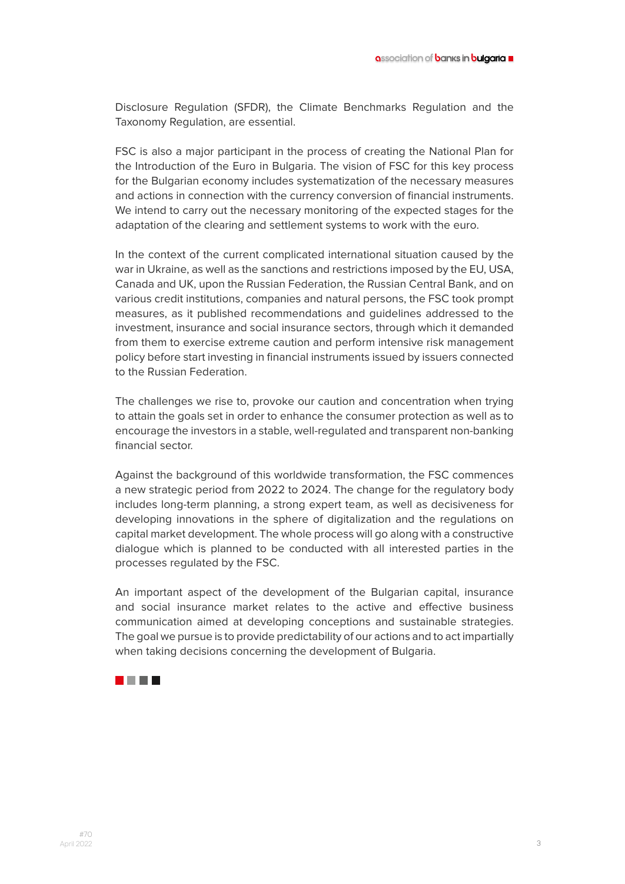Disclosure Regulation (SFDR), the Climate Benchmarks Regulation and the Taxonomy Regulation, are essential.

FSC is also a major participant in the process of creating the National Plan for the Introduction of the Euro in Bulgaria. The vision of FSC for this key process for the Bulgarian economy includes systematization of the necessary measures and actions in connection with the currency conversion of financial instruments. We intend to carry out the necessary monitoring of the expected stages for the adaptation of the clearing and settlement systems to work with the euro.

In the context of the current complicated international situation caused by the war in Ukraine, as well as the sanctions and restrictions imposed by the EU, USA, Canada and UK, upon the Russian Federation, the Russian Central Bank, and on various credit institutions, companies and natural persons, the FSC took prompt measures, as it published recommendations and guidelines addressed to the investment, insurance and social insurance sectors, through which it demanded from them to exercise extreme caution and perform intensive risk management policy before start investing in financial instruments issued by issuers connected to the Russian Federation.

The challenges we rise to, provoke our caution and concentration when trying to attain the goals set in order to enhance the consumer protection as well as to encourage the investors in a stable, well-regulated and transparent non-banking financial sector.

Against the background of this worldwide transformation, the FSC commences a new strategic period from 2022 to 2024. The change for the regulatory body includes long-term planning, a strong expert team, as well as decisiveness for developing innovations in the sphere of digitalization and the regulations on capital market development. The whole process will go along with a constructive dialogue which is planned to be conducted with all interested parties in the processes regulated by the FSC.

An important aspect of the development of the Bulgarian capital, insurance and social insurance market relates to the active and effective business communication aimed at developing conceptions and sustainable strategies. The goal we pursue is to provide predictability of our actions and to act impartially when taking decisions concerning the development of Bulgaria.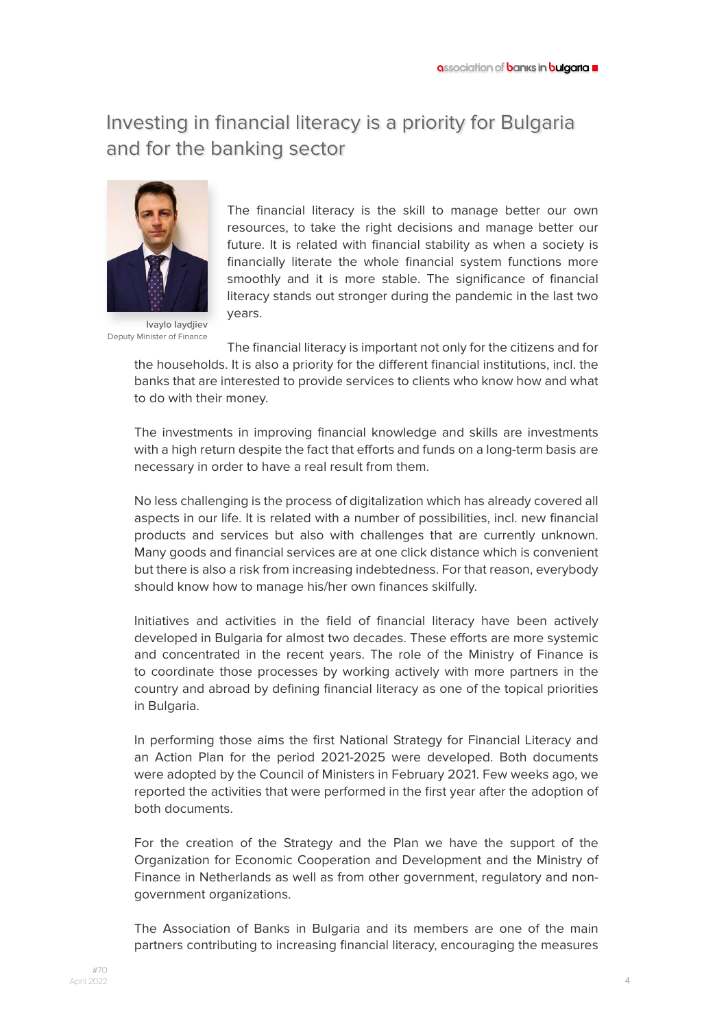# Investing in financial literacy is a priority for Bulgaria and for the banking sector

**Ivaylo Iaydjiev**
Deputy Minister of Finance

The financial literacy is the skill to manage better our own resources, to take the right decisions and manage better our future. It is related with financial stability as when a society is financially literate the whole financial system functions more smoothly and it is more stable. The significance of financial literacy stands out stronger during the pandemic in the last two years.

The financial literacy is important not only for the citizens and for the households. It is also a priority for the different financial institutions, incl. the banks that are interested to provide services to clients who know how and what to do with their money.

The investments in improving financial knowledge and skills are investments with a high return despite the fact that efforts and funds on a long-term basis are necessary in order to have a real result from them.

No less challenging is the process of digitalization which has already covered all aspects in our life. It is related with a number of possibilities, incl. new financial products and services but also with challenges that are currently unknown. Many goods and financial services are at one click distance which is convenient but there is also a risk from increasing indebtedness. For that reason, everybody should know how to manage his/her own finances skilfully.

Initiatives and activities in the field of financial literacy have been actively developed in Bulgaria for almost two decades. These efforts are more systemic and concentrated in the recent years. The role of the Ministry of Finance is to coordinate those processes by working actively with more partners in the country and abroad by defining financial literacy as one of the topical priorities in Bulgaria.

In performing those aims the first National Strategy for Financial Literacy and an Action Plan for the period 2021-2025 were developed. Both documents were adopted by the Council of Ministers in February 2021. Few weeks ago, we reported the activities that were performed in the first year after the adoption of both documents.

For the creation of the Strategy and the Plan we have the support of the Organization for Economic Cooperation and Development and the Ministry of Finance in Netherlands as well as from other government, regulatory and non-government organizations.

The Association of Banks in Bulgaria and its members are one of the main partners contributing to increasing financial literacy, encouraging the measures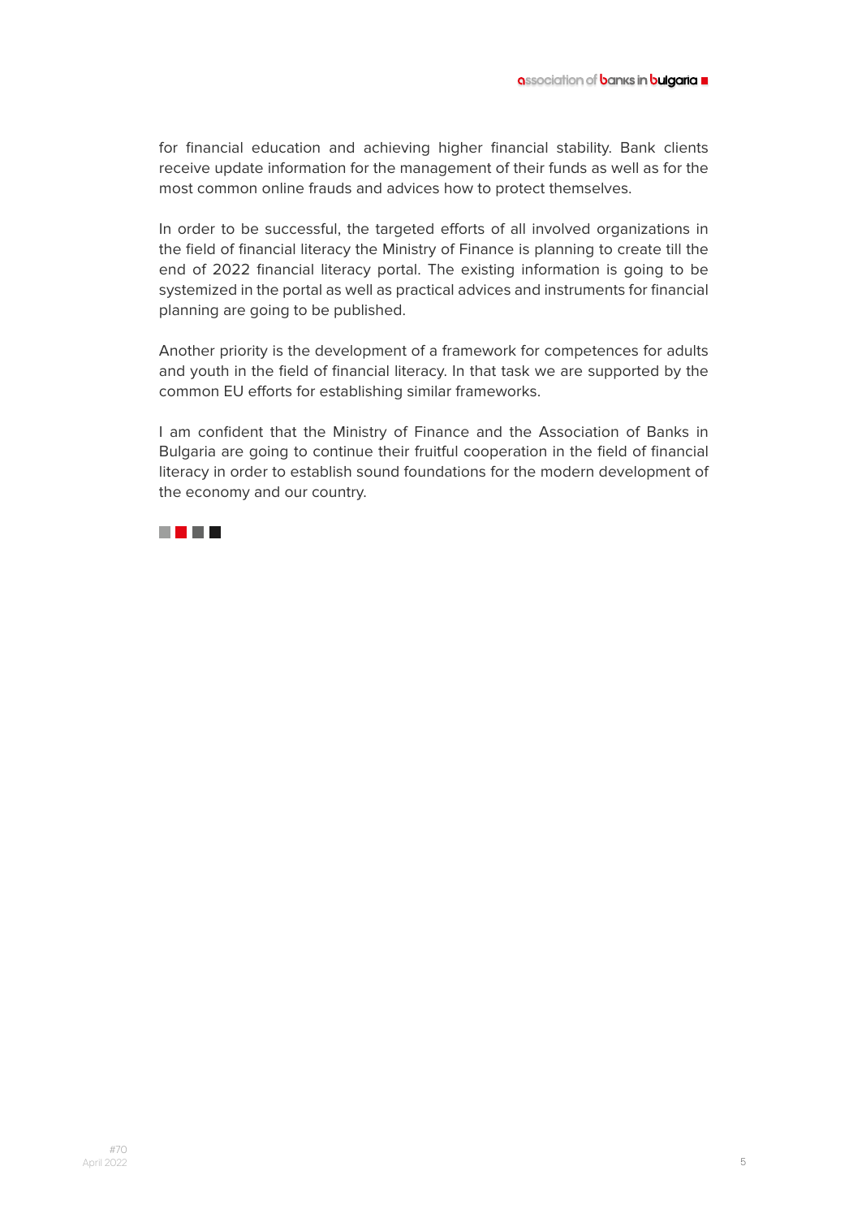for financial education and achieving higher financial stability. Bank clients receive update information for the management of their funds as well as for the most common online frauds and advices how to protect themselves.

In order to be successful, the targeted efforts of all involved organizations in the field of financial literacy the Ministry of Finance is planning to create till the end of 2022 financial literacy portal. The existing information is going to be systemized in the portal as well as practical advices and instruments for financial planning are going to be published.

Another priority is the development of a framework for competences for adults and youth in the field of financial literacy. In that task we are supported by the common EU efforts for establishing similar frameworks.

I am confident that the Ministry of Finance and the Association of Banks in Bulgaria are going to continue their fruitful cooperation in the field of financial literacy in order to establish sound foundations for the modern development of the economy and our country.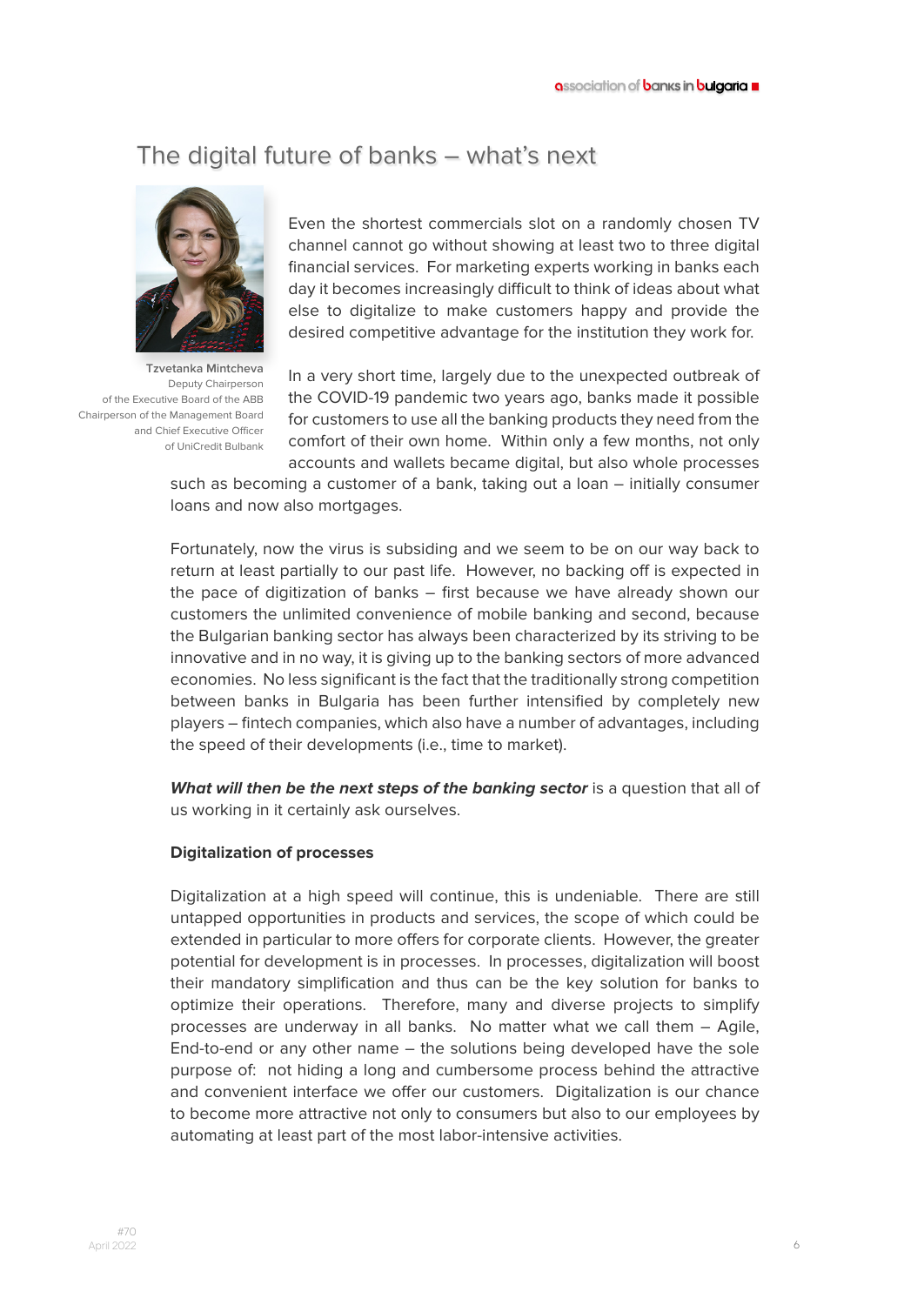# The digital future of banks – what's next

Tzvetanka Mintcheva
Deputy Chairperson
of the Executive Board of the ABB
Chairperson of the Management Board
and Chief Executive Officer
of UniCredit Bulbank

Even the shortest commercials slot on a randomly chosen TV channel cannot go without showing at least two to three digital financial services. For marketing experts working in banks each day it becomes increasingly difficult to think of ideas about what else to digitalize to make customers happy and provide the desired competitive advantage for the institution they work for.

In a very short time, largely due to the unexpected outbreak of the COVID-19 pandemic two years ago, banks made it possible for customers to use all the banking products they need from the comfort of their own home. Within only a few months, not only accounts and wallets became digital, but also whole processes such as becoming a customer of a bank, taking out a loan – initially consumer loans and now also mortgages.

Fortunately, now the virus is subsiding and we seem to be on our way back to return at least partially to our past life. However, no backing off is expected in the pace of digitization of banks – first because we have already shown our customers the unlimited convenience of mobile banking and second, because the Bulgarian banking sector has always been characterized by its striving to be innovative and in no way, it is giving up to the banking sectors of more advanced economies. No less significant is the fact that the traditionally strong competition between banks in Bulgaria has been further intensified by completely new players – fintech companies, which also have a number of advantages, including the speed of their developments (i.e., time to market).

***What will then be the next steps of the banking sector*** is a question that all of us working in it certainly ask ourselves.

**Digitalization of processes**

Digitalization at a high speed will continue, this is undeniable. There are still untapped opportunities in products and services, the scope of which could be extended in particular to more offers for corporate clients. However, the greater potential for development is in processes. In processes, digitalization will boost their mandatory simplification and thus can be the key solution for banks to optimize their operations. Therefore, many and diverse projects to simplify processes are underway in all banks. No matter what we call them – Agile, End-to-end or any other name – the solutions being developed have the sole purpose of: not hiding a long and cumbersome process behind the attractive and convenient interface we offer our customers. Digitalization is our chance to become more attractive not only to consumers but also to our employees by automating at least part of the most labor-intensive activities.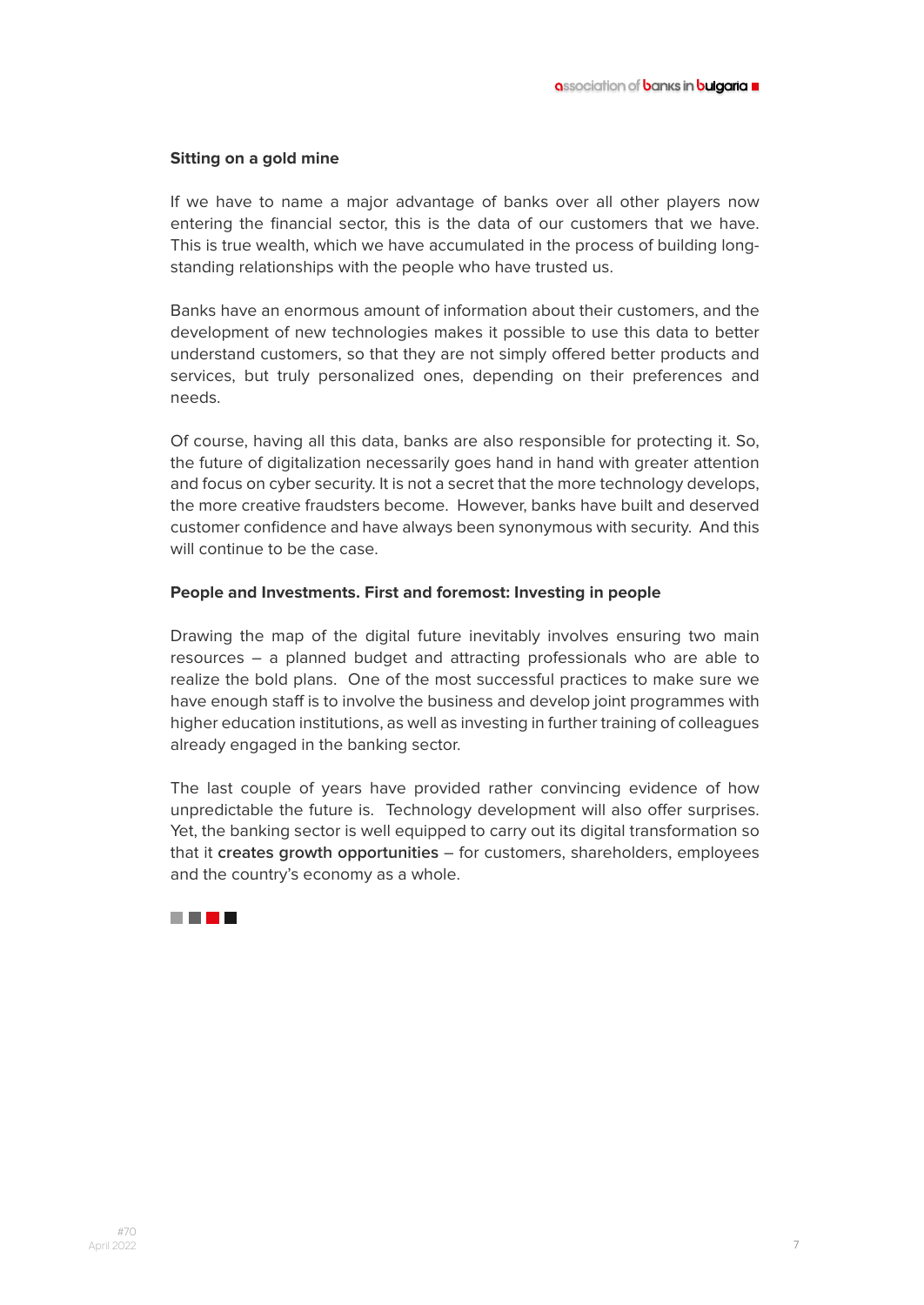### Sitting on a gold mine

If we have to name a major advantage of banks over all other players now entering the financial sector, this is the data of our customers that we have. This is true wealth, which we have accumulated in the process of building long-standing relationships with the people who have trusted us.

Banks have an enormous amount of information about their customers, and the development of new technologies makes it possible to use this data to better understand customers, so that they are not simply offered better products and services, but truly personalized ones, depending on their preferences and needs.

Of course, having all this data, banks are also responsible for protecting it. So, the future of digitalization necessarily goes hand in hand with greater attention and focus on cyber security. It is not a secret that the more technology develops, the more creative fraudsters become. However, banks have built and deserved customer confidence and have always been synonymous with security. And this will continue to be the case.

### People and Investments. First and foremost: Investing in people

Drawing the map of the digital future inevitably involves ensuring two main resources – a planned budget and attracting professionals who are able to realize the bold plans. One of the most successful practices to make sure we have enough staff is to involve the business and develop joint programmes with higher education institutions, as well as investing in further training of colleagues already engaged in the banking sector.

The last couple of years have provided rather convincing evidence of how unpredictable the future is. Technology development will also offer surprises. Yet, the banking sector is well equipped to carry out its digital transformation so that it **creates growth opportunities** – for customers, shareholders, employees and the country's economy as a whole.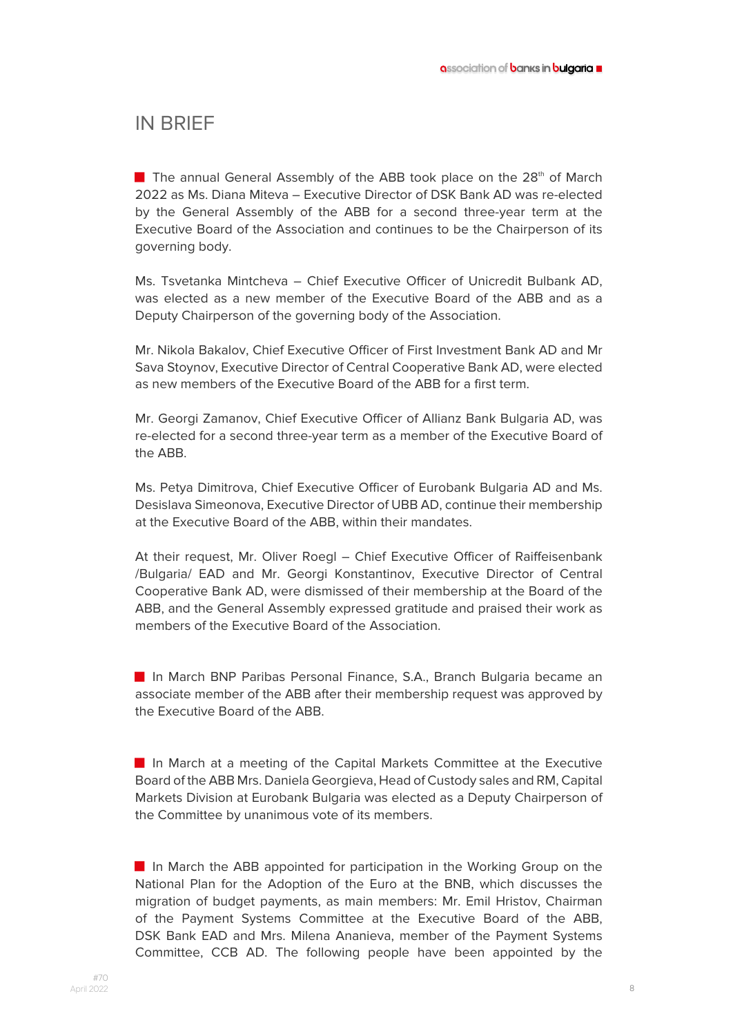## IN BRIEF

- The annual General Assembly of the ABB took place on the 28th of March 2022 as Ms. Diana Miteva – Executive Director of DSK Bank AD was re-elected by the General Assembly of the ABB for a second three-year term at the Executive Board of the Association and continues to be the Chairperson of its governing body.

Ms. Tsvetanka Mintcheva – Chief Executive Officer of Unicredit Bulbank AD, was elected as a new member of the Executive Board of the ABB and as a Deputy Chairperson of the governing body of the Association.

Mr. Nikola Bakalov, Chief Executive Officer of First Investment Bank AD and Mr Sava Stoynov, Executive Director of Central Cooperative Bank AD, were elected as new members of the Executive Board of the ABB for a first term.

Mr. Georgi Zamanov, Chief Executive Officer of Allianz Bank Bulgaria AD, was re-elected for a second three-year term as a member of the Executive Board of the ABB.

Ms. Petya Dimitrova, Chief Executive Officer of Eurobank Bulgaria AD and Ms. Desislava Simeonova, Executive Director of UBB AD, continue their membership at the Executive Board of the ABB, within their mandates.

At their request, Mr. Oliver Roegl – Chief Executive Officer of Raiffeisenbank /Bulgaria/ EAD and Mr. Georgi Konstantinov, Executive Director of Central Cooperative Bank AD, were dismissed of their membership at the Board of the ABB, and the General Assembly expressed gratitude and praised their work as members of the Executive Board of the Association.

- In March BNP Paribas Personal Finance, S.A., Branch Bulgaria became an associate member of the ABB after their membership request was approved by the Executive Board of the ABB.

- In March at a meeting of the Capital Markets Committee at the Executive Board of the ABB Mrs. Daniela Georgieva, Head of Custody sales and RM, Capital Markets Division at Eurobank Bulgaria was elected as a Deputy Chairperson of the Committee by unanimous vote of its members.

- In March the ABB appointed for participation in the Working Group on the National Plan for the Adoption of the Euro at the BNB, which discusses the migration of budget payments, as main members: Mr. Emil Hristov, Chairman of the Payment Systems Committee at the Executive Board of the ABB, DSK Bank EAD and Mrs. Milena Ananieva, member of the Payment Systems Committee, CCB AD. The following people have been appointed by the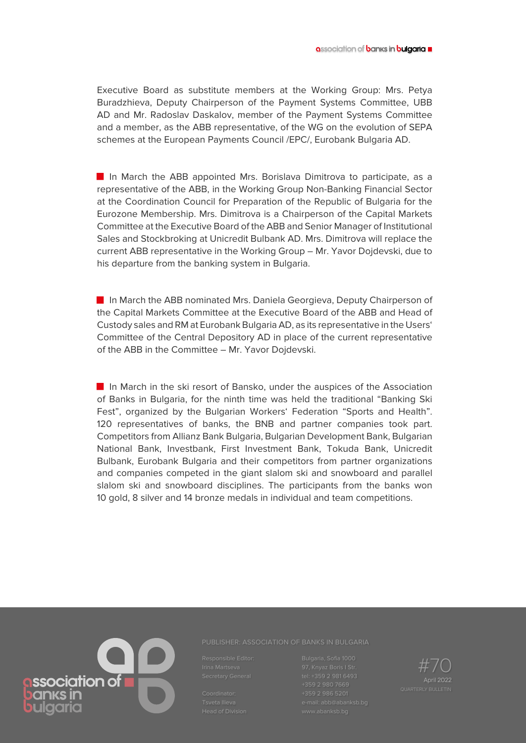Executive Board as substitute members at the Working Group: Mrs. Petya Buradzhieva, Deputy Chairperson of the Payment Systems Committee, UBB AD and Mr. Radoslav Daskalov, member of the Payment Systems Committee and a member, as the ABB representative, of the WG on the evolution of SEPA schemes at the European Payments Council /EPC/, Eurobank Bulgaria AD.

- In March the ABB appointed Mrs. Borislava Dimitrova to participate, as a representative of the ABB, in the Working Group Non-Banking Financial Sector at the Coordination Council for Preparation of the Republic of Bulgaria for the Eurozone Membership. Mrs. Dimitrova is a Chairperson of the Capital Markets Committee at the Executive Board of the ABB and Senior Manager of Institutional Sales and Stockbroking at Unicredit Bulbank AD. Mrs. Dimitrova will replace the current ABB representative in the Working Group – Mr. Yavor Dojdevski, due to his departure from the banking system in Bulgaria.

- In March the ABB nominated Mrs. Daniela Georgieva, Deputy Chairperson of the Capital Markets Committee at the Executive Board of the ABB and Head of Custody sales and RM at Eurobank Bulgaria AD, as its representative in the Users' Committee of the Central Depository AD in place of the current representative of the ABB in the Committee – Mr. Yavor Dojdevski.

- In March in the ski resort of Bansko, under the auspices of the Association of Banks in Bulgaria, for the ninth time was held the traditional "Banking Ski Fest", organized by the Bulgarian Workers' Federation "Sports and Health". 120 representatives of banks, the BNB and partner companies took part. Competitors from Allianz Bank Bulgaria, Bulgarian Development Bank, Bulgarian National Bank, Investbank, First Investment Bank, Tokuda Bank, Unicredit Bulbank, Eurobank Bulgaria and their competitors from partner organizations and companies competed in the giant slalom ski and snowboard and parallel slalom ski and snowboard disciplines. The participants from the banks won 10 gold, 8 silver and 14 bronze medals in individual and team competitions.

PUBLISHER: ASSOCIATION OF BANKS IN BULGARIA

Responsible Editor:
Irina Martseva
Secretary General

Coordinator:
Tsveta Ilieva
Head of Division

Bulgaria, Sofia 1000
97, Knyaz Boris I Str.
tel: +359 2 981 6493
+359 2 980 7669
+359 2 986 5201
e-mail: abb@abanksb.bg
www.abanksb.bg

#70
April 2022
QUARTERLY BULLETIN